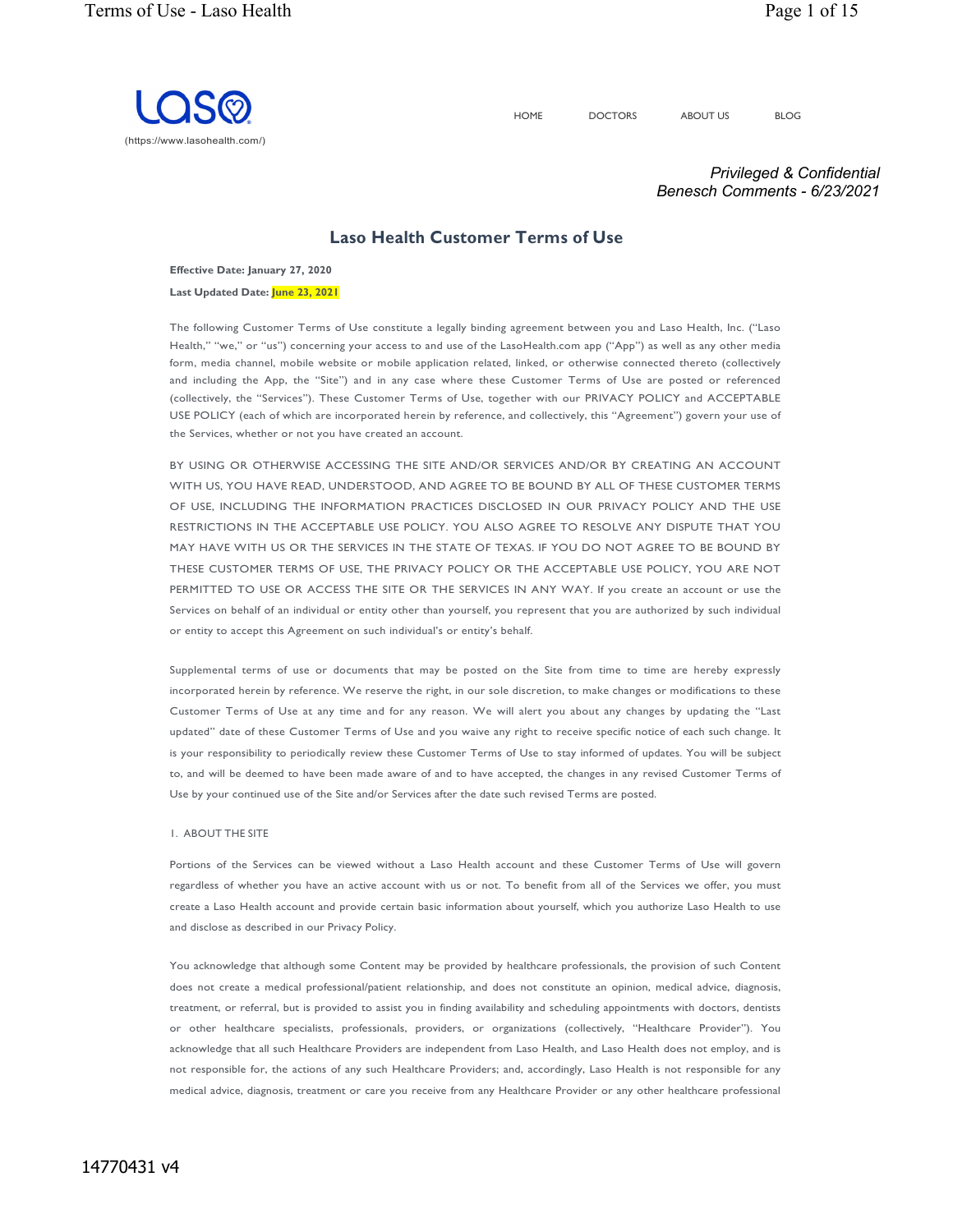(https://www.lasohealth.com/)

HOME DOCTORS ABOUT US BLOG

*Privileged & Confidential*
*Benesch Comments - 6/23/2021*

# Laso Health Customer Terms of Use

**Effective Date: January 27, 2020**

**Last Updated Date: June 23, 2021**

The following Customer Terms of Use constitute a legally binding agreement between you and Laso Health, Inc. ("Laso Health," "we," or "us") concerning your access to and use of the LasoHealth.com app ("App") as well as any other media form, media channel, mobile website or mobile application related, linked, or otherwise connected thereto (collectively and including the App, the "Site") and in any case where these Customer Terms of Use are posted or referenced (collectively, the "Services"). These Customer Terms of Use, together with our PRIVACY POLICY and ACCEPTABLE USE POLICY (each of which are incorporated herein by reference, and collectively, this "Agreement") govern your use of the Services, whether or not you have created an account.

BY USING OR OTHERWISE ACCESSING THE SITE AND/OR SERVICES AND/OR BY CREATING AN ACCOUNT WITH US, YOU HAVE READ, UNDERSTOOD, AND AGREE TO BE BOUND BY ALL OF THESE CUSTOMER TERMS OF USE, INCLUDING THE INFORMATION PRACTICES DISCLOSED IN OUR PRIVACY POLICY AND THE USE RESTRICTIONS IN THE ACCEPTABLE USE POLICY. YOU ALSO AGREE TO RESOLVE ANY DISPUTE THAT YOU MAY HAVE WITH US OR THE SERVICES IN THE STATE OF TEXAS. IF YOU DO NOT AGREE TO BE BOUND BY THESE CUSTOMER TERMS OF USE, THE PRIVACY POLICY OR THE ACCEPTABLE USE POLICY, YOU ARE NOT PERMITTED TO USE OR ACCESS THE SITE OR THE SERVICES IN ANY WAY. If you create an account or use the Services on behalf of an individual or entity other than yourself, you represent that you are authorized by such individual or entity to accept this Agreement on such individual's or entity's behalf.

Supplemental terms of use or documents that may be posted on the Site from time to time are hereby expressly incorporated herein by reference. We reserve the right, in our sole discretion, to make changes or modifications to these Customer Terms of Use at any time and for any reason. We will alert you about any changes by updating the "Last updated" date of these Customer Terms of Use and you waive any right to receive specific notice of each such change. It is your responsibility to periodically review these Customer Terms of Use to stay informed of updates. You will be subject to, and will be deemed to have been made aware of and to have accepted, the changes in any revised Customer Terms of Use by your continued use of the Site and/or Services after the date such revised Terms are posted.

## 1. ABOUT THE SITE

Portions of the Services can be viewed without a Laso Health account and these Customer Terms of Use will govern regardless of whether you have an active account with us or not. To benefit from all of the Services we offer, you must create a Laso Health account and provide certain basic information about yourself, which you authorize Laso Health to use and disclose as described in our Privacy Policy.

You acknowledge that although some Content may be provided by healthcare professionals, the provision of such Content does not create a medical professional/patient relationship, and does not constitute an opinion, medical advice, diagnosis, treatment, or referral, but is provided to assist you in finding availability and scheduling appointments with doctors, dentists or other healthcare specialists, professionals, providers, or organizations (collectively, "Healthcare Provider"). You acknowledge that all such Healthcare Providers are independent from Laso Health, and Laso Health does not employ, and is not responsible for, the actions of any such Healthcare Providers; and, accordingly, Laso Health is not responsible for any medical advice, diagnosis, treatment or care you receive from any Healthcare Provider or any other healthcare professional

14770431 v4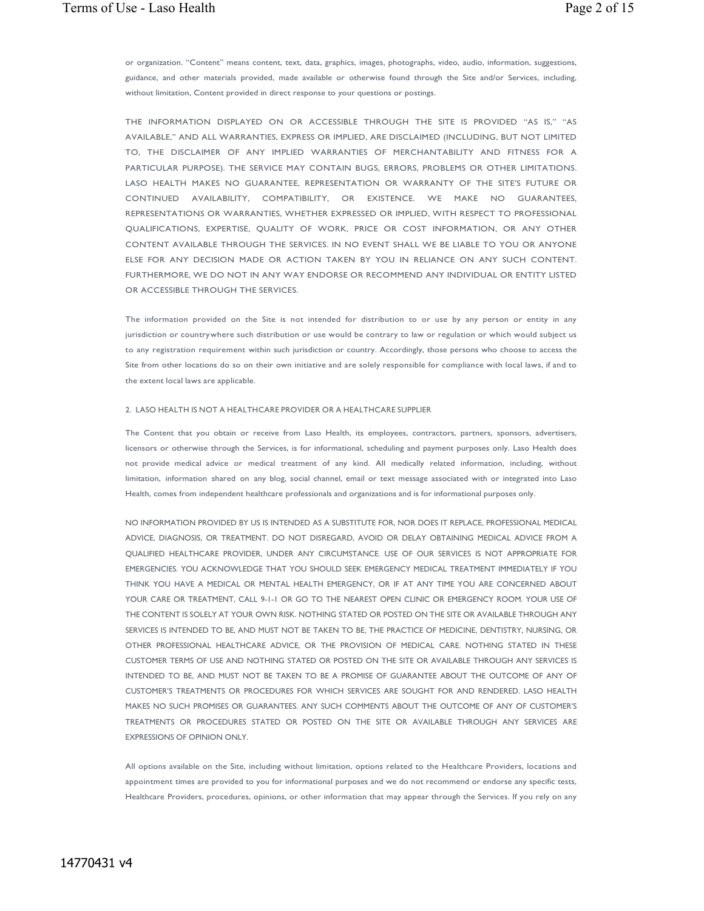or organization. "Content" means content, text, data, graphics, images, photographs, video, audio, information, suggestions, guidance, and other materials provided, made available or otherwise found through the Site and/or Services, including, without limitation, Content provided in direct response to your questions or postings.

THE INFORMATION DISPLAYED ON OR ACCESSIBLE THROUGH THE SITE IS PROVIDED "AS IS," "AS AVAILABLE," AND ALL WARRANTIES, EXPRESS OR IMPLIED, ARE DISCLAIMED (INCLUDING, BUT NOT LIMITED TO, THE DISCLAIMER OF ANY IMPLIED WARRANTIES OF MERCHANTABILITY AND FITNESS FOR A PARTICULAR PURPOSE). THE SERVICE MAY CONTAIN BUGS, ERRORS, PROBLEMS OR OTHER LIMITATIONS. LASO HEALTH MAKES NO GUARANTEE, REPRESENTATION OR WARRANTY OF THE SITE'S FUTURE OR CONTINUED AVAILABILITY, COMPATIBILITY, OR EXISTENCE. WE MAKE NO GUARANTEES, REPRESENTATIONS OR WARRANTIES, WHETHER EXPRESSED OR IMPLIED, WITH RESPECT TO PROFESSIONAL QUALIFICATIONS, EXPERTISE, QUALITY OF WORK, PRICE OR COST INFORMATION, OR ANY OTHER CONTENT AVAILABLE THROUGH THE SERVICES. IN NO EVENT SHALL WE BE LIABLE TO YOU OR ANYONE ELSE FOR ANY DECISION MADE OR ACTION TAKEN BY YOU IN RELIANCE ON ANY SUCH CONTENT. FURTHERMORE, WE DO NOT IN ANY WAY ENDORSE OR RECOMMEND ANY INDIVIDUAL OR ENTITY LISTED OR ACCESSIBLE THROUGH THE SERVICES.

The information provided on the Site is not intended for distribution to or use by any person or entity in any jurisdiction or countrywhere such distribution or use would be contrary to law or regulation or which would subject us to any registration requirement within such jurisdiction or country. Accordingly, those persons who choose to access the Site from other locations do so on their own initiative and are solely responsible for compliance with local laws, if and to the extent local laws are applicable.

## 2. LASO HEALTH IS NOT A HEALTHCARE PROVIDER OR A HEALTHCARE SUPPLIER

The Content that you obtain or receive from Laso Health, its employees, contractors, partners, sponsors, advertisers, licensors or otherwise through the Services, is for informational, scheduling and payment purposes only. Laso Health does not provide medical advice or medical treatment of any kind. All medically related information, including, without limitation, information shared on any blog, social channel, email or text message associated with or integrated into Laso Health, comes from independent healthcare professionals and organizations and is for informational purposes only.

NO INFORMATION PROVIDED BY US IS INTENDED AS A SUBSTITUTE FOR, NOR DOES IT REPLACE, PROFESSIONAL MEDICAL ADVICE, DIAGNOSIS, OR TREATMENT. DO NOT DISREGARD, AVOID OR DELAY OBTAINING MEDICAL ADVICE FROM A QUALIFIED HEALTHCARE PROVIDER, UNDER ANY CIRCUMSTANCE. USE OF OUR SERVICES IS NOT APPROPRIATE FOR EMERGENCIES. YOU ACKNOWLEDGE THAT YOU SHOULD SEEK EMERGENCY MEDICAL TREATMENT IMMEDIATELY IF YOU THINK YOU HAVE A MEDICAL OR MENTAL HEALTH EMERGENCY, OR IF AT ANY TIME YOU ARE CONCERNED ABOUT YOUR CARE OR TREATMENT, CALL 9-1-1 OR GO TO THE NEAREST OPEN CLINIC OR EMERGENCY ROOM. YOUR USE OF THE CONTENT IS SOLELY AT YOUR OWN RISK. NOTHING STATED OR POSTED ON THE SITE OR AVAILABLE THROUGH ANY SERVICES IS INTENDED TO BE, AND MUST NOT BE TAKEN TO BE, THE PRACTICE OF MEDICINE, DENTISTRY, NURSING, OR OTHER PROFESSIONAL HEALTHCARE ADVICE, OR THE PROVISION OF MEDICAL CARE. NOTHING STATED IN THESE CUSTOMER TERMS OF USE AND NOTHING STATED OR POSTED ON THE SITE OR AVAILABLE THROUGH ANY SERVICES IS INTENDED TO BE, AND MUST NOT BE TAKEN TO BE A PROMISE OF GUARANTEE ABOUT THE OUTCOME OF ANY OF CUSTOMER'S TREATMENTS OR PROCEDURES FOR WHICH SERVICES ARE SOUGHT FOR AND RENDERED. LASO HEALTH MAKES NO SUCH PROMISES OR GUARANTEES. ANY SUCH COMMENTS ABOUT THE OUTCOME OF ANY OF CUSTOMER'S TREATMENTS OR PROCEDURES STATED OR POSTED ON THE SITE OR AVAILABLE THROUGH ANY SERVICES ARE EXPRESSIONS OF OPINION ONLY.

All options available on the Site, including without limitation, options related to the Healthcare Providers, locations and appointment times are provided to you for informational purposes and we do not recommend or endorse any specific tests, Healthcare Providers, procedures, opinions, or other information that may appear through the Services. If you rely on any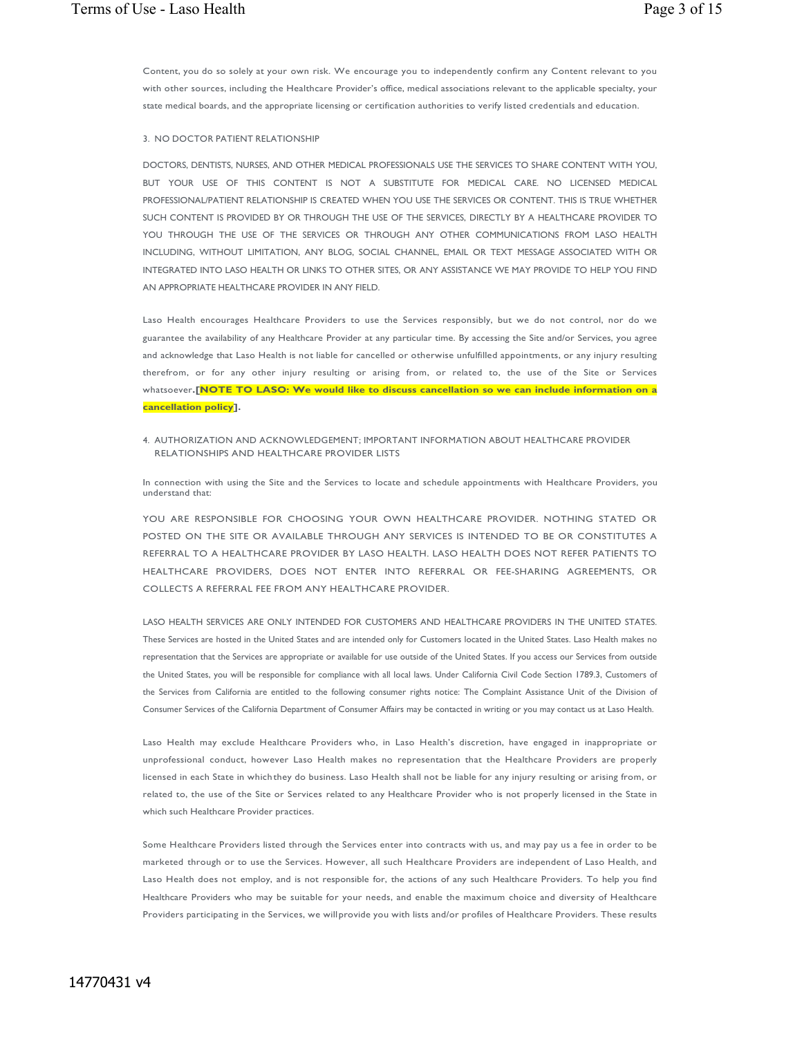Content, you do so solely at your own risk. We encourage you to independently confirm any Content relevant to you with other sources, including the Healthcare Provider's office, medical associations relevant to the applicable specialty, your state medical boards, and the appropriate licensing or certification authorities to verify listed credentials and education.

## 3. NO DOCTOR PATIENT RELATIONSHIP

DOCTORS, DENTISTS, NURSES, AND OTHER MEDICAL PROFESSIONALS USE THE SERVICES TO SHARE CONTENT WITH YOU, BUT YOUR USE OF THIS CONTENT IS NOT A SUBSTITUTE FOR MEDICAL CARE. NO LICENSED MEDICAL PROFESSIONAL/PATIENT RELATIONSHIP IS CREATED WHEN YOU USE THE SERVICES OR CONTENT. THIS IS TRUE WHETHER SUCH CONTENT IS PROVIDED BY OR THROUGH THE USE OF THE SERVICES, DIRECTLY BY A HEALTHCARE PROVIDER TO YOU THROUGH THE USE OF THE SERVICES OR THROUGH ANY OTHER COMMUNICATIONS FROM LASO HEALTH INCLUDING, WITHOUT LIMITATION, ANY BLOG, SOCIAL CHANNEL, EMAIL OR TEXT MESSAGE ASSOCIATED WITH OR INTEGRATED INTO LASO HEALTH OR LINKS TO OTHER SITES, OR ANY ASSISTANCE WE MAY PROVIDE TO HELP YOU FIND AN APPROPRIATE HEALTHCARE PROVIDER IN ANY FIELD.

Laso Health encourages Healthcare Providers to use the Services responsibly, but we do not control, nor do we guarantee the availability of any Healthcare Provider at any particular time. By accessing the Site and/or Services, you agree and acknowledge that Laso Health is not liable for cancelled or otherwise unfulfilled appointments, or any injury resulting therefrom, or for any other injury resulting or arising from, or related to, the use of the Site or Services whatsoever.**[NOTE TO LASO: We would like to discuss cancellation so we can include information on a cancellation policy].**

## 4. AUTHORIZATION AND ACKNOWLEDGEMENT; IMPORTANT INFORMATION ABOUT HEALTHCARE PROVIDER RELATIONSHIPS AND HEALTHCARE PROVIDER LISTS

In connection with using the Site and the Services to locate and schedule appointments with Healthcare Providers, you understand that:

YOU ARE RESPONSIBLE FOR CHOOSING YOUR OWN HEALTHCARE PROVIDER. NOTHING STATED OR POSTED ON THE SITE OR AVAILABLE THROUGH ANY SERVICES IS INTENDED TO BE OR CONSTITUTES A REFERRAL TO A HEALTHCARE PROVIDER BY LASO HEALTH. LASO HEALTH DOES NOT REFER PATIENTS TO HEALTHCARE PROVIDERS, DOES NOT ENTER INTO REFERRAL OR FEE-SHARING AGREEMENTS, OR COLLECTS A REFERRAL FEE FROM ANY HEALTHCARE PROVIDER.

LASO HEALTH SERVICES ARE ONLY INTENDED FOR CUSTOMERS AND HEALTHCARE PROVIDERS IN THE UNITED STATES. These Services are hosted in the United States and are intended only for Customers located in the United States. Laso Health makes no representation that the Services are appropriate or available for use outside of the United States. If you access our Services from outside the United States, you will be responsible for compliance with all local laws. Under California Civil Code Section 1789.3, Customers of the Services from California are entitled to the following consumer rights notice: The Complaint Assistance Unit of the Division of Consumer Services of the California Department of Consumer Affairs may be contacted in writing or you may contact us at Laso Health.

Laso Health may exclude Healthcare Providers who, in Laso Health's discretion, have engaged in inappropriate or unprofessional conduct, however Laso Health makes no representation that the Healthcare Providers are properly licensed in each State in which they do business. Laso Health shall not be liable for any injury resulting or arising from, or related to, the use of the Site or Services related to any Healthcare Provider who is not properly licensed in the State in which such Healthcare Provider practices.

Some Healthcare Providers listed through the Services enter into contracts with us, and may pay us a fee in order to be marketed through or to use the Services. However, all such Healthcare Providers are independent of Laso Health, and Laso Health does not employ, and is not responsible for, the actions of any such Healthcare Providers. To help you find Healthcare Providers who may be suitable for your needs, and enable the maximum choice and diversity of Healthcare Providers participating in the Services, we will provide you with lists and/or profiles of Healthcare Providers. These results

14770431 v4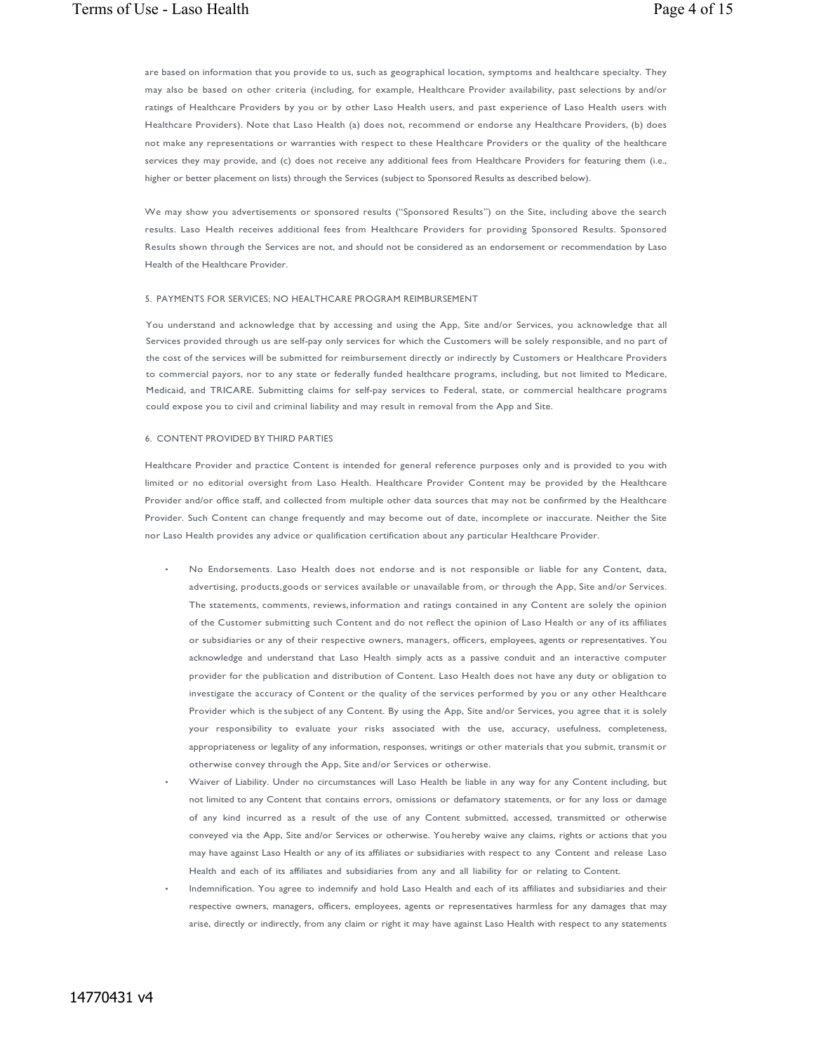are based on information that you provide to us, such as geographical location, symptoms and healthcare specialty. They may also be based on other criteria (including, for example, Healthcare Provider availability, past selections by and/or ratings of Healthcare Providers by you or by other Laso Health users, and past experience of Laso Health users with Healthcare Providers). Note that Laso Health (a) does not, recommend or endorse any Healthcare Providers, (b) does not make any representations or warranties with respect to these Healthcare Providers or the quality of the healthcare services they may provide, and (c) does not receive any additional fees from Healthcare Providers for featuring them (i.e., higher or better placement on lists) through the Services (subject to Sponsored Results as described below).

We may show you advertisements or sponsored results ("Sponsored Results") on the Site, including above the search results. Laso Health receives additional fees from Healthcare Providers for providing Sponsored Results. Sponsored Results shown through the Services are not, and should not be considered as an endorsement or recommendation by Laso Health of the Healthcare Provider.

## 5. PAYMENTS FOR SERVICES; NO HEALTHCARE PROGRAM REIMBURSEMENT

You understand and acknowledge that by accessing and using the App, Site and/or Services, you acknowledge that all Services provided through us are self-pay only services for which the Customers will be solely responsible, and no part of the cost of the services will be submitted for reimbursement directly or indirectly by Customers or Healthcare Providers to commercial payors, nor to any state or federally funded healthcare programs, including, but not limited to Medicare, Medicaid, and TRICARE. Submitting claims for self-pay services to Federal, state, or commercial healthcare programs could expose you to civil and criminal liability and may result in removal from the App and Site.

## 6. CONTENT PROVIDED BY THIRD PARTIES

Healthcare Provider and practice Content is intended for general reference purposes only and is provided to you with limited or no editorial oversight from Laso Health. Healthcare Provider Content may be provided by the Healthcare Provider and/or office staff, and collected from multiple other data sources that may not be confirmed by the Healthcare Provider. Such Content can change frequently and may become out of date, incomplete or inaccurate. Neither the Site nor Laso Health provides any advice or qualification certification about any particular Healthcare Provider.

- No Endorsements. Laso Health does not endorse and is not responsible or liable for any Content, data, advertising, products, goods or services available or unavailable from, or through the App, Site and/or Services. The statements, comments, reviews, information and ratings contained in any Content are solely the opinion of the Customer submitting such Content and do not reflect the opinion of Laso Health or any of its affiliates or subsidiaries or any of their respective owners, managers, officers, employees, agents or representatives. You acknowledge and understand that Laso Health simply acts as a passive conduit and an interactive computer provider for the publication and distribution of Content. Laso Health does not have any duty or obligation to investigate the accuracy of Content or the quality of the services performed by you or any other Healthcare Provider which is the subject of any Content. By using the App, Site and/or Services, you agree that it is solely your responsibility to evaluate your risks associated with the use, accuracy, usefulness, completeness, appropriateness or legality of any information, responses, writings or other materials that you submit, transmit or otherwise convey through the App, Site and/or Services or otherwise.
- Waiver of Liability. Under no circumstances will Laso Health be liable in any way for any Content including, but not limited to any Content that contains errors, omissions or defamatory statements, or for any loss or damage of any kind incurred as a result of the use of any Content submitted, accessed, transmitted or otherwise conveyed via the App, Site and/or Services or otherwise. You hereby waive any claims, rights or actions that you may have against Laso Health or any of its affiliates or subsidiaries with respect to any Content and release Laso Health and each of its affiliates and subsidiaries from any and all liability for or relating to Content.
- Indemnification. You agree to indemnify and hold Laso Health and each of its affiliates and subsidiaries and their respective owners, managers, officers, employees, agents or representatives harmless for any damages that may arise, directly or indirectly, from any claim or right it may have against Laso Health with respect to any statements

14770431 v4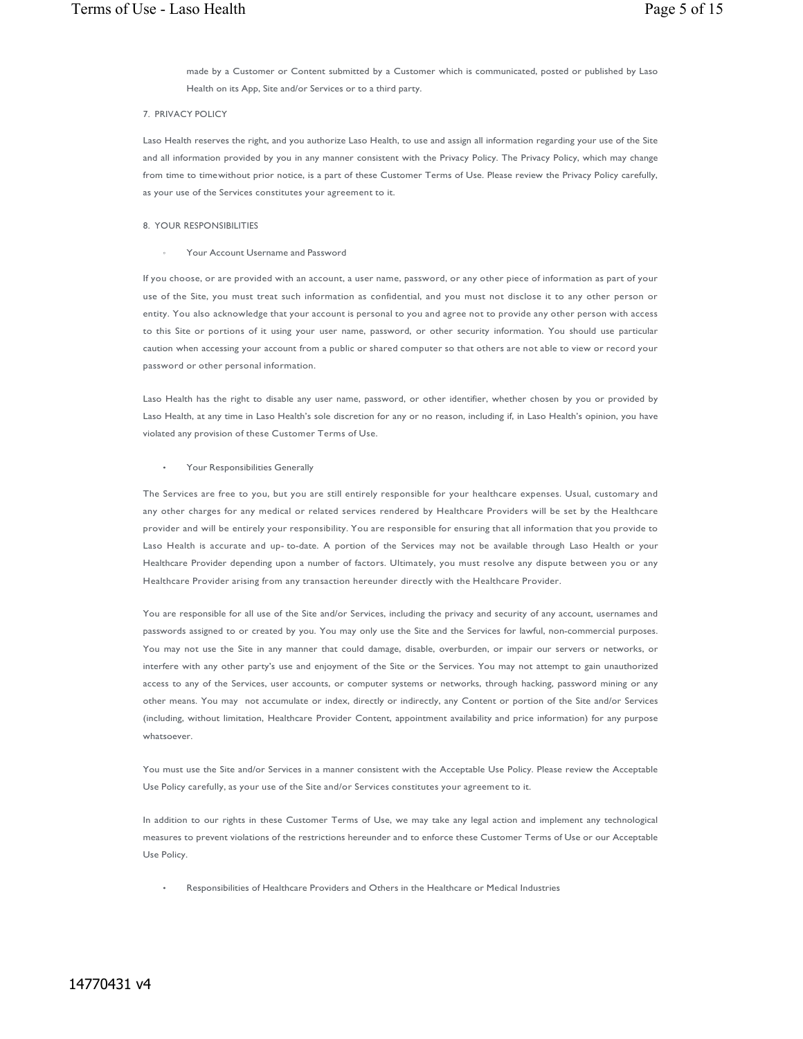made by a Customer or Content submitted by a Customer which is communicated, posted or published by Laso Health on its App, Site and/or Services or to a third party.

## 7. PRIVACY POLICY

Laso Health reserves the right, and you authorize Laso Health, to use and assign all information regarding your use of the Site and all information provided by you in any manner consistent with the Privacy Policy. The Privacy Policy, which may change from time to timewithout prior notice, is a part of these Customer Terms of Use. Please review the Privacy Policy carefully, as your use of the Services constitutes your agreement to it.

## 8. YOUR RESPONSIBILITIES

- Your Account Username and Password

If you choose, or are provided with an account, a user name, password, or any other piece of information as part of your use of the Site, you must treat such information as confidential, and you must not disclose it to any other person or entity. You also acknowledge that your account is personal to you and agree not to provide any other person with access to this Site or portions of it using your user name, password, or other security information. You should use particular caution when accessing your account from a public or shared computer so that others are not able to view or record your password or other personal information.

Laso Health has the right to disable any user name, password, or other identifier, whether chosen by you or provided by Laso Health, at any time in Laso Health's sole discretion for any or no reason, including if, in Laso Health's opinion, you have violated any provision of these Customer Terms of Use.

- Your Responsibilities Generally

The Services are free to you, but you are still entirely responsible for your healthcare expenses. Usual, customary and any other charges for any medical or related services rendered by Healthcare Providers will be set by the Healthcare provider and will be entirely your responsibility. You are responsible for ensuring that all information that you provide to Laso Health is accurate and up- to-date. A portion of the Services may not be available through Laso Health or your Healthcare Provider depending upon a number of factors. Ultimately, you must resolve any dispute between you or any Healthcare Provider arising from any transaction hereunder directly with the Healthcare Provider.

You are responsible for all use of the Site and/or Services, including the privacy and security of any account, usernames and passwords assigned to or created by you. You may only use the Site and the Services for lawful, non-commercial purposes. You may not use the Site in any manner that could damage, disable, overburden, or impair our servers or networks, or interfere with any other party's use and enjoyment of the Site or the Services. You may not attempt to gain unauthorized access to any of the Services, user accounts, or computer systems or networks, through hacking, password mining or any other means. You may not accumulate or index, directly or indirectly, any Content or portion of the Site and/or Services (including, without limitation, Healthcare Provider Content, appointment availability and price information) for any purpose whatsoever.

You must use the Site and/or Services in a manner consistent with the Acceptable Use Policy. Please review the Acceptable Use Policy carefully, as your use of the Site and/or Services constitutes your agreement to it.

In addition to our rights in these Customer Terms of Use, we may take any legal action and implement any technological measures to prevent violations of the restrictions hereunder and to enforce these Customer Terms of Use or our Acceptable Use Policy.

- Responsibilities of Healthcare Providers and Others in the Healthcare or Medical Industries

14770431 v4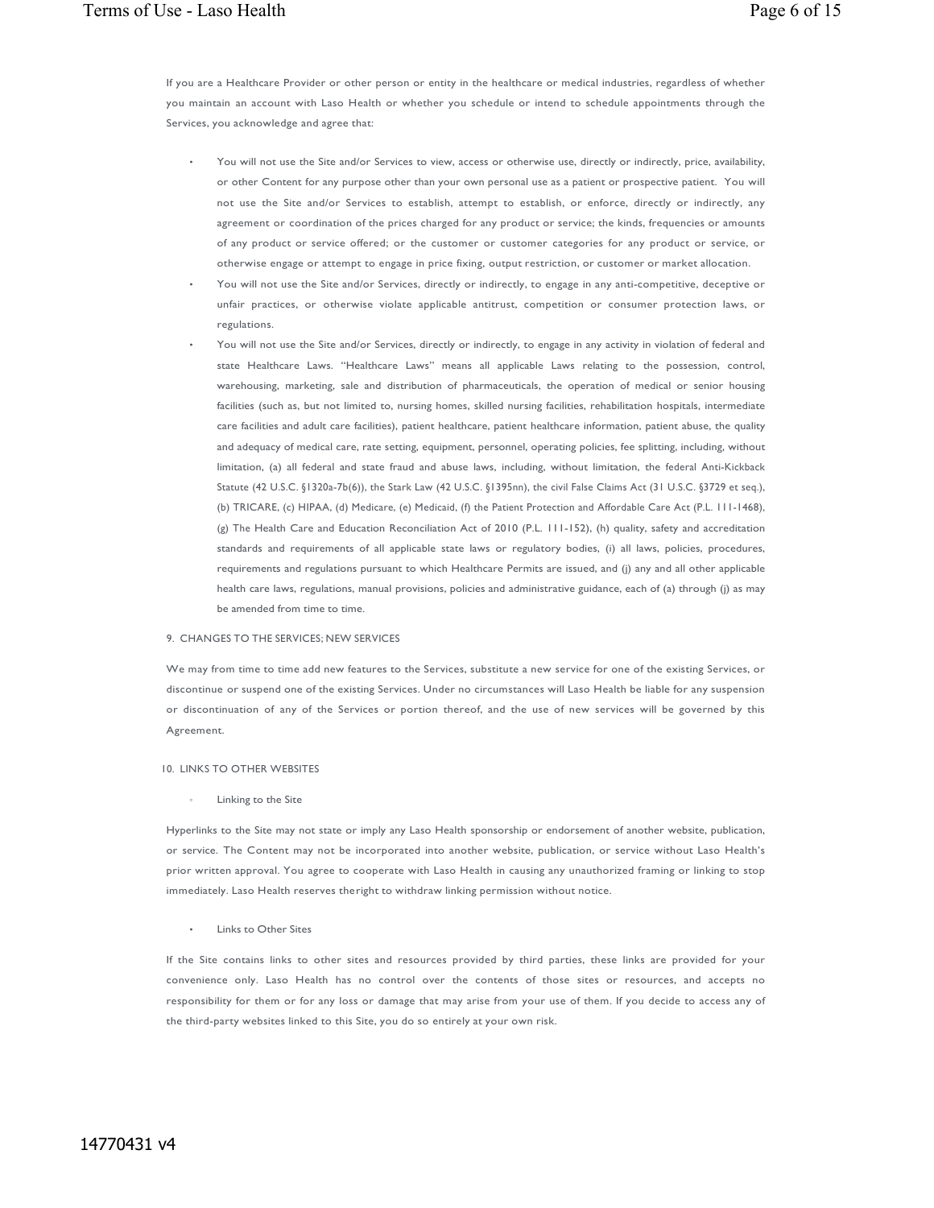If you are a Healthcare Provider or other person or entity in the healthcare or medical industries, regardless of whether you maintain an account with Laso Health or whether you schedule or intend to schedule appointments through the Services, you acknowledge and agree that:

- You will not use the Site and/or Services to view, access or otherwise use, directly or indirectly, price, availability, or other Content for any purpose other than your own personal use as a patient or prospective patient. You will not use the Site and/or Services to establish, attempt to establish, or enforce, directly or indirectly, any agreement or coordination of the prices charged for any product or service; the kinds, frequencies or amounts of any product or service offered; or the customer or customer categories for any product or service, or otherwise engage or attempt to engage in price fixing, output restriction, or customer or market allocation.
- You will not use the Site and/or Services, directly or indirectly, to engage in any anti-competitive, deceptive or unfair practices, or otherwise violate applicable antitrust, competition or consumer protection laws, or regulations.
- You will not use the Site and/or Services, directly or indirectly, to engage in any activity in violation of federal and state Healthcare Laws. "Healthcare Laws" means all applicable Laws relating to the possession, control, warehousing, marketing, sale and distribution of pharmaceuticals, the operation of medical or senior housing facilities (such as, but not limited to, nursing homes, skilled nursing facilities, rehabilitation hospitals, intermediate care facilities and adult care facilities), patient healthcare, patient healthcare information, patient abuse, the quality and adequacy of medical care, rate setting, equipment, personnel, operating policies, fee splitting, including, without limitation, (a) all federal and state fraud and abuse laws, including, without limitation, the federal Anti-Kickback Statute (42 U.S.C. §1320a-7b(6)), the Stark Law (42 U.S.C. §1395nn), the civil False Claims Act (31 U.S.C. §3729 et seq.), (b) TRICARE, (c) HIPAA, (d) Medicare, (e) Medicaid, (f) the Patient Protection and Affordable Care Act (P.L. 111-1468), (g) The Health Care and Education Reconciliation Act of 2010 (P.L. 111-152), (h) quality, safety and accreditation standards and requirements of all applicable state laws or regulatory bodies, (i) all laws, policies, procedures, requirements and regulations pursuant to which Healthcare Permits are issued, and (j) any and all other applicable health care laws, regulations, manual provisions, policies and administrative guidance, each of (a) through (j) as may be amended from time to time.

9. CHANGES TO THE SERVICES; NEW SERVICES

We may from time to time add new features to the Services, substitute a new service for one of the existing Services, or discontinue or suspend one of the existing Services. Under no circumstances will Laso Health be liable for any suspension or discontinuation of any of the Services or portion thereof, and the use of new services will be governed by this Agreement.

10. LINKS TO OTHER WEBSITES

- Linking to the Site

Hyperlinks to the Site may not state or imply any Laso Health sponsorship or endorsement of another website, publication, or service. The Content may not be incorporated into another website, publication, or service without Laso Health's prior written approval. You agree to cooperate with Laso Health in causing any unauthorized framing or linking to stop immediately. Laso Health reserves theright to withdraw linking permission without notice.

- Links to Other Sites

If the Site contains links to other sites and resources provided by third parties, these links are provided for your convenience only. Laso Health has no control over the contents of those sites or resources, and accepts no responsibility for them or for any loss or damage that may arise from your use of them. If you decide to access any of the third-party websites linked to this Site, you do so entirely at your own risk.

14770431 v4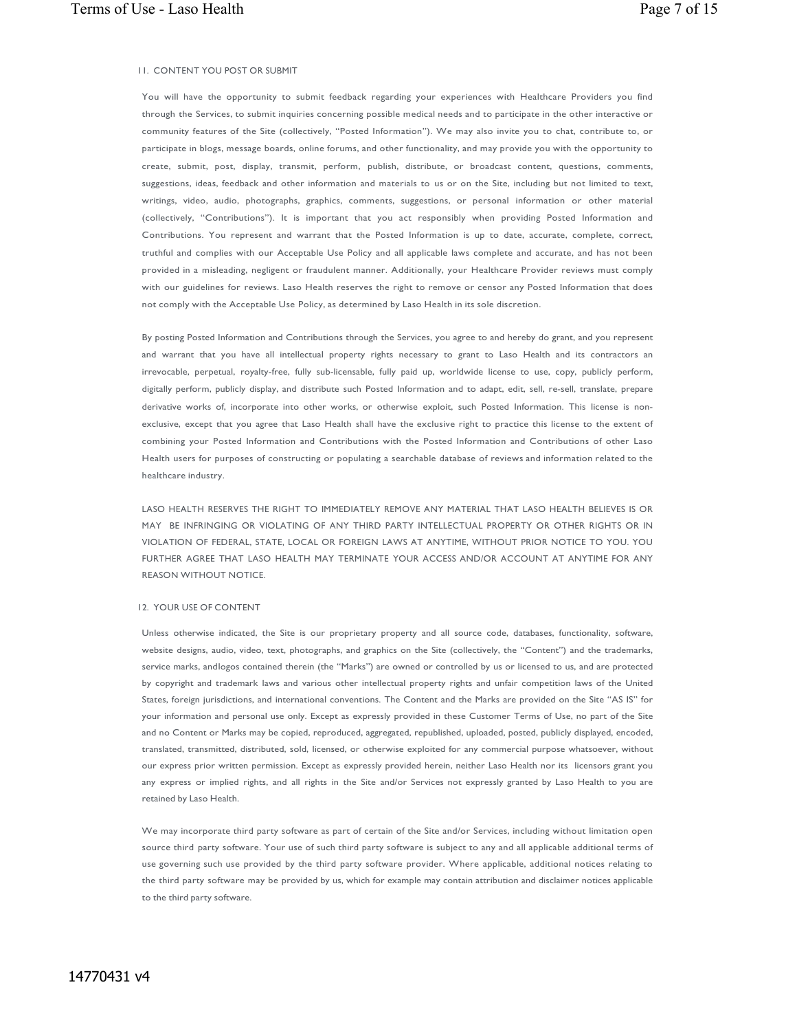## 11. CONTENT YOU POST OR SUBMIT

You will have the opportunity to submit feedback regarding your experiences with Healthcare Providers you find through the Services, to submit inquiries concerning possible medical needs and to participate in the other interactive or community features of the Site (collectively, "Posted Information"). We may also invite you to chat, contribute to, or participate in blogs, message boards, online forums, and other functionality, and may provide you with the opportunity to create, submit, post, display, transmit, perform, publish, distribute, or broadcast content, questions, comments, suggestions, ideas, feedback and other information and materials to us or on the Site, including but not limited to text, writings, video, audio, photographs, graphics, comments, suggestions, or personal information or other material (collectively, "Contributions"). It is important that you act responsibly when providing Posted Information and Contributions. You represent and warrant that the Posted Information is up to date, accurate, complete, correct, truthful and complies with our Acceptable Use Policy and all applicable laws complete and accurate, and has not been provided in a misleading, negligent or fraudulent manner. Additionally, your Healthcare Provider reviews must comply with our guidelines for reviews. Laso Health reserves the right to remove or censor any Posted Information that does not comply with the Acceptable Use Policy, as determined by Laso Health in its sole discretion.

By posting Posted Information and Contributions through the Services, you agree to and hereby do grant, and you represent and warrant that you have all intellectual property rights necessary to grant to Laso Health and its contractors an irrevocable, perpetual, royalty-free, fully sub-licensable, fully paid up, worldwide license to use, copy, publicly perform, digitally perform, publicly display, and distribute such Posted Information and to adapt, edit, sell, re-sell, translate, prepare derivative works of, incorporate into other works, or otherwise exploit, such Posted Information. This license is non-exclusive, except that you agree that Laso Health shall have the exclusive right to practice this license to the extent of combining your Posted Information and Contributions with the Posted Information and Contributions of other Laso Health users for purposes of constructing or populating a searchable database of reviews and information related to the healthcare industry.

LASO HEALTH RESERVES THE RIGHT TO IMMEDIATELY REMOVE ANY MATERIAL THAT LASO HEALTH BELIEVES IS OR MAY BE INFRINGING OR VIOLATING OF ANY THIRD PARTY INTELLECTUAL PROPERTY OR OTHER RIGHTS OR IN VIOLATION OF FEDERAL, STATE, LOCAL OR FOREIGN LAWS AT ANYTIME, WITHOUT PRIOR NOTICE TO YOU. YOU FURTHER AGREE THAT LASO HEALTH MAY TERMINATE YOUR ACCESS AND/OR ACCOUNT AT ANYTIME FOR ANY REASON WITHOUT NOTICE.

## 12. YOUR USE OF CONTENT

Unless otherwise indicated, the Site is our proprietary property and all source code, databases, functionality, software, website designs, audio, video, text, photographs, and graphics on the Site (collectively, the "Content") and the trademarks, service marks, andlogos contained therein (the "Marks") are owned or controlled by us or licensed to us, and are protected by copyright and trademark laws and various other intellectual property rights and unfair competition laws of the United States, foreign jurisdictions, and international conventions. The Content and the Marks are provided on the Site "AS IS" for your information and personal use only. Except as expressly provided in these Customer Terms of Use, no part of the Site and no Content or Marks may be copied, reproduced, aggregated, republished, uploaded, posted, publicly displayed, encoded, translated, transmitted, distributed, sold, licensed, or otherwise exploited for any commercial purpose whatsoever, without our express prior written permission. Except as expressly provided herein, neither Laso Health nor its licensors grant you any express or implied rights, and all rights in the Site and/or Services not expressly granted by Laso Health to you are retained by Laso Health.

We may incorporate third party software as part of certain of the Site and/or Services, including without limitation open source third party software. Your use of such third party software is subject to any and all applicable additional terms of use governing such use provided by the third party software provider. Where applicable, additional notices relating to the third party software may be provided by us, which for example may contain attribution and disclaimer notices applicable to the third party software.

14770431 v4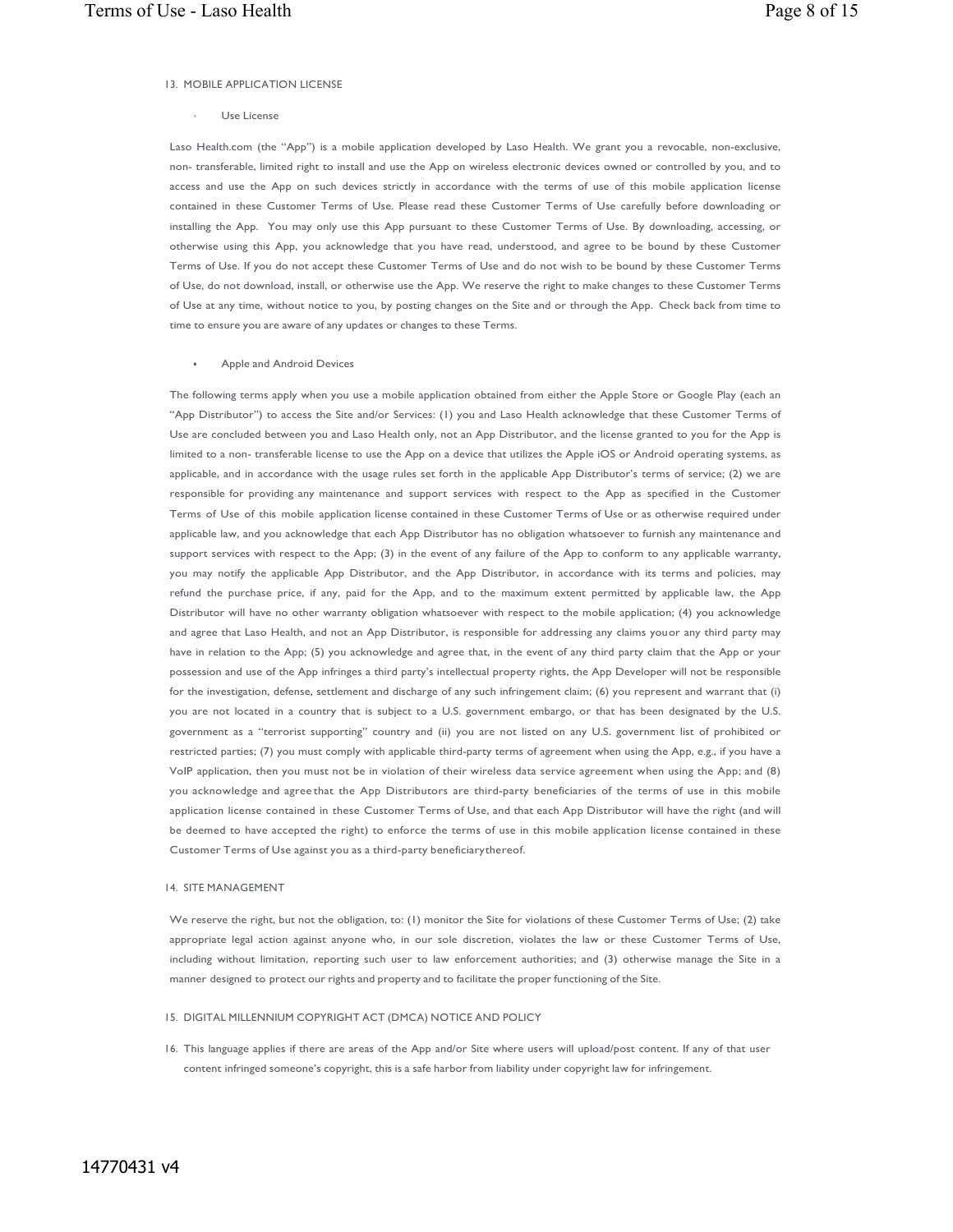13. MOBILE APPLICATION LICENSE

- Use License

Laso Health.com (the "App") is a mobile application developed by Laso Health. We grant you a revocable, non-exclusive, non- transferable, limited right to install and use the App on wireless electronic devices owned or controlled by you, and to access and use the App on such devices strictly in accordance with the terms of use of this mobile application license contained in these Customer Terms of Use. Please read these Customer Terms of Use carefully before downloading or installing the App. You may only use this App pursuant to these Customer Terms of Use. By downloading, accessing, or otherwise using this App, you acknowledge that you have read, understood, and agree to be bound by these Customer Terms of Use. If you do not accept these Customer Terms of Use and do not wish to be bound by these Customer Terms of Use, do not download, install, or otherwise use the App. We reserve the right to make changes to these Customer Terms of Use at any time, without notice to you, by posting changes on the Site and or through the App. Check back from time to time to ensure you are aware of any updates or changes to these Terms.

- Apple and Android Devices

The following terms apply when you use a mobile application obtained from either the Apple Store or Google Play (each an "App Distributor") to access the Site and/or Services: (1) you and Laso Health acknowledge that these Customer Terms of Use are concluded between you and Laso Health only, not an App Distributor, and the license granted to you for the App is limited to a non- transferable license to use the App on a device that utilizes the Apple iOS or Android operating systems, as applicable, and in accordance with the usage rules set forth in the applicable App Distributor's terms of service; (2) we are responsible for providing any maintenance and support services with respect to the App as specified in the Customer Terms of Use of this mobile application license contained in these Customer Terms of Use or as otherwise required under applicable law, and you acknowledge that each App Distributor has no obligation whatsoever to furnish any maintenance and support services with respect to the App; (3) in the event of any failure of the App to conform to any applicable warranty, you may notify the applicable App Distributor, and the App Distributor, in accordance with its terms and policies, may refund the purchase price, if any, paid for the App, and to the maximum extent permitted by applicable law, the App Distributor will have no other warranty obligation whatsoever with respect to the mobile application; (4) you acknowledge and agree that Laso Health, and not an App Distributor, is responsible for addressing any claims youor any third party may have in relation to the App; (5) you acknowledge and agree that, in the event of any third party claim that the App or your possession and use of the App infringes a third party's intellectual property rights, the App Developer will not be responsible for the investigation, defense, settlement and discharge of any such infringement claim; (6) you represent and warrant that (i) you are not located in a country that is subject to a U.S. government embargo, or that has been designated by the U.S. government as a "terrorist supporting" country and (ii) you are not listed on any U.S. government list of prohibited or restricted parties; (7) you must comply with applicable third-party terms of agreement when using the App, e.g., if you have a VoIP application, then you must not be in violation of their wireless data service agreement when using the App; and (8) you acknowledge and agree that the App Distributors are third-party beneficiaries of the terms of use in this mobile application license contained in these Customer Terms of Use, and that each App Distributor will have the right (and will be deemed to have accepted the right) to enforce the terms of use in this mobile application license contained in these Customer Terms of Use against you as a third-party beneficiarythereof.

14. SITE MANAGEMENT

We reserve the right, but not the obligation, to: (1) monitor the Site for violations of these Customer Terms of Use; (2) take appropriate legal action against anyone who, in our sole discretion, violates the law or these Customer Terms of Use, including without limitation, reporting such user to law enforcement authorities; and (3) otherwise manage the Site in a manner designed to protect our rights and property and to facilitate the proper functioning of the Site.

15. DIGITAL MILLENNIUM COPYRIGHT ACT (DMCA) NOTICE AND POLICY

16. This language applies if there are areas of the App and/or Site where users will upload/post content. If any of that user content infringed someone's copyright, this is a safe harbor from liability under copyright law for infringement.

14770431 v4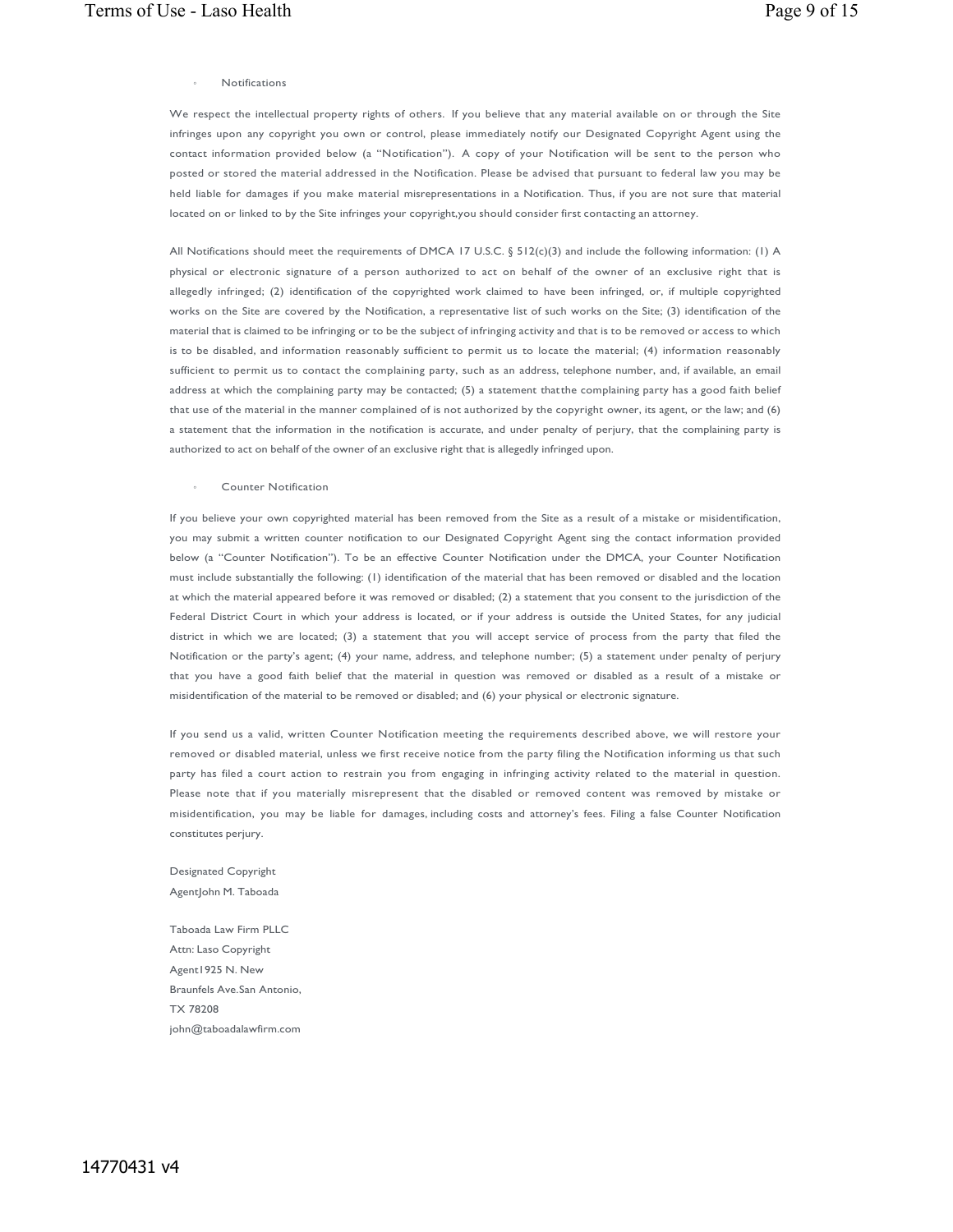- Notifications

We respect the intellectual property rights of others. If you believe that any material available on or through the Site infringes upon any copyright you own or control, please immediately notify our Designated Copyright Agent using the contact information provided below (a "Notification"). A copy of your Notification will be sent to the person who posted or stored the material addressed in the Notification. Please be advised that pursuant to federal law you may be held liable for damages if you make material misrepresentations in a Notification. Thus, if you are not sure that material located on or linked to by the Site infringes your copyright,you should consider first contacting an attorney.

All Notifications should meet the requirements of DMCA 17 U.S.C. § 512(c)(3) and include the following information: (1) A physical or electronic signature of a person authorized to act on behalf of the owner of an exclusive right that is allegedly infringed; (2) identification of the copyrighted work claimed to have been infringed, or, if multiple copyrighted works on the Site are covered by the Notification, a representative list of such works on the Site; (3) identification of the material that is claimed to be infringing or to be the subject of infringing activity and that is to be removed or access to which is to be disabled, and information reasonably sufficient to permit us to locate the material; (4) information reasonably sufficient to permit us to contact the complaining party, such as an address, telephone number, and, if available, an email address at which the complaining party may be contacted; (5) a statement thatthe complaining party has a good faith belief that use of the material in the manner complained of is not authorized by the copyright owner, its agent, or the law; and (6) a statement that the information in the notification is accurate, and under penalty of perjury, that the complaining party is authorized to act on behalf of the owner of an exclusive right that is allegedly infringed upon.

- Counter Notification

If you believe your own copyrighted material has been removed from the Site as a result of a mistake or misidentification, you may submit a written counter notification to our Designated Copyright Agent sing the contact information provided below (a "Counter Notification"). To be an effective Counter Notification under the DMCA, your Counter Notification must include substantially the following: (1) identification of the material that has been removed or disabled and the location at which the material appeared before it was removed or disabled; (2) a statement that you consent to the jurisdiction of the Federal District Court in which your address is located, or if your address is outside the United States, for any judicial district in which we are located; (3) a statement that you will accept service of process from the party that filed the Notification or the party's agent; (4) your name, address, and telephone number; (5) a statement under penalty of perjury that you have a good faith belief that the material in question was removed or disabled as a result of a mistake or misidentification of the material to be removed or disabled; and (6) your physical or electronic signature.

If you send us a valid, written Counter Notification meeting the requirements described above, we will restore your removed or disabled material, unless we first receive notice from the party filing the Notification informing us that such party has filed a court action to restrain you from engaging in infringing activity related to the material in question. Please note that if you materially misrepresent that the disabled or removed content was removed by mistake or misidentification, you may be liable for damages, including costs and attorney's fees. Filing a false Counter Notification constitutes perjury.

Designated Copyright
AgentJohn M. Taboada

Taboada Law Firm PLLC
Attn: Laso Copyright
Agent1925 N. New
Braunfels Ave.San Antonio,
TX 78208
john@taboadalawfirm.com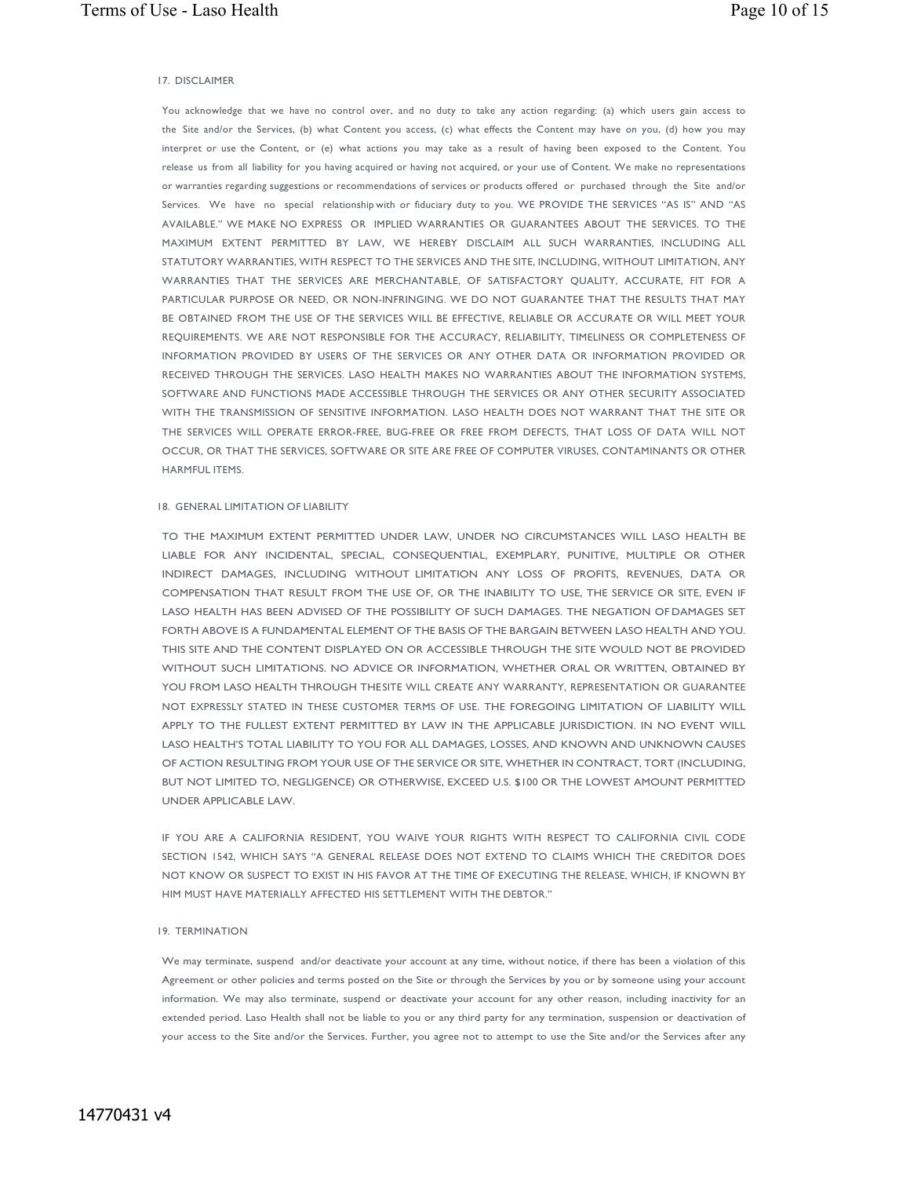## 17. DISCLAIMER

You acknowledge that we have no control over, and no duty to take any action regarding: (a) which users gain access to the Site and/or the Services, (b) what Content you access, (c) what effects the Content may have on you, (d) how you may interpret or use the Content, or (e) what actions you may take as a result of having been exposed to the Content. You release us from all liability for you having acquired or having not acquired, or your use of Content. We make no representations or warranties regarding suggestions or recommendations of services or products offered or purchased through the Site and/or Services. We have no special relationship with or fiduciary duty to you. WE PROVIDE THE SERVICES "AS IS" AND "AS AVAILABLE." WE MAKE NO EXPRESS OR IMPLIED WARRANTIES OR GUARANTEES ABOUT THE SERVICES. TO THE MAXIMUM EXTENT PERMITTED BY LAW, WE HEREBY DISCLAIM ALL SUCH WARRANTIES, INCLUDING ALL STATUTORY WARRANTIES, WITH RESPECT TO THE SERVICES AND THE SITE, INCLUDING, WITHOUT LIMITATION, ANY WARRANTIES THAT THE SERVICES ARE MERCHANTABLE, OF SATISFACTORY QUALITY, ACCURATE, FIT FOR A PARTICULAR PURPOSE OR NEED, OR NON-INFRINGING. WE DO NOT GUARANTEE THAT THE RESULTS THAT MAY BE OBTAINED FROM THE USE OF THE SERVICES WILL BE EFFECTIVE, RELIABLE OR ACCURATE OR WILL MEET YOUR REQUIREMENTS. WE ARE NOT RESPONSIBLE FOR THE ACCURACY, RELIABILITY, TIMELINESS OR COMPLETENESS OF INFORMATION PROVIDED BY USERS OF THE SERVICES OR ANY OTHER DATA OR INFORMATION PROVIDED OR RECEIVED THROUGH THE SERVICES. LASO HEALTH MAKES NO WARRANTIES ABOUT THE INFORMATION SYSTEMS, SOFTWARE AND FUNCTIONS MADE ACCESSIBLE THROUGH THE SERVICES OR ANY OTHER SECURITY ASSOCIATED WITH THE TRANSMISSION OF SENSITIVE INFORMATION. LASO HEALTH DOES NOT WARRANT THAT THE SITE OR THE SERVICES WILL OPERATE ERROR-FREE, BUG-FREE OR FREE FROM DEFECTS, THAT LOSS OF DATA WILL NOT OCCUR, OR THAT THE SERVICES, SOFTWARE OR SITE ARE FREE OF COMPUTER VIRUSES, CONTAMINANTS OR OTHER HARMFUL ITEMS.

## 18. GENERAL LIMITATION OF LIABILITY

TO THE MAXIMUM EXTENT PERMITTED UNDER LAW, UNDER NO CIRCUMSTANCES WILL LASO HEALTH BE LIABLE FOR ANY INCIDENTAL, SPECIAL, CONSEQUENTIAL, EXEMPLARY, PUNITIVE, MULTIPLE OR OTHER INDIRECT DAMAGES, INCLUDING WITHOUT LIMITATION ANY LOSS OF PROFITS, REVENUES, DATA OR COMPENSATION THAT RESULT FROM THE USE OF, OR THE INABILITY TO USE, THE SERVICE OR SITE, EVEN IF LASO HEALTH HAS BEEN ADVISED OF THE POSSIBILITY OF SUCH DAMAGES. THE NEGATION OF DAMAGES SET FORTH ABOVE IS A FUNDAMENTAL ELEMENT OF THE BASIS OF THE BARGAIN BETWEEN LASO HEALTH AND YOU. THIS SITE AND THE CONTENT DISPLAYED ON OR ACCESSIBLE THROUGH THE SITE WOULD NOT BE PROVIDED WITHOUT SUCH LIMITATIONS. NO ADVICE OR INFORMATION, WHETHER ORAL OR WRITTEN, OBTAINED BY YOU FROM LASO HEALTH THROUGH THESITE WILL CREATE ANY WARRANTY, REPRESENTATION OR GUARANTEE NOT EXPRESSLY STATED IN THESE CUSTOMER TERMS OF USE. THE FOREGOING LIMITATION OF LIABILITY WILL APPLY TO THE FULLEST EXTENT PERMITTED BY LAW IN THE APPLICABLE JURISDICTION. IN NO EVENT WILL LASO HEALTH'S TOTAL LIABILITY TO YOU FOR ALL DAMAGES, LOSSES, AND KNOWN AND UNKNOWN CAUSES OF ACTION RESULTING FROM YOUR USE OF THE SERVICE OR SITE, WHETHER IN CONTRACT, TORT (INCLUDING, BUT NOT LIMITED TO, NEGLIGENCE) OR OTHERWISE, EXCEED U.S. $100 OR THE LOWEST AMOUNT PERMITTED UNDER APPLICABLE LAW.

IF YOU ARE A CALIFORNIA RESIDENT, YOU WAIVE YOUR RIGHTS WITH RESPECT TO CALIFORNIA CIVIL CODE SECTION 1542, WHICH SAYS "A GENERAL RELEASE DOES NOT EXTEND TO CLAIMS WHICH THE CREDITOR DOES NOT KNOW OR SUSPECT TO EXIST IN HIS FAVOR AT THE TIME OF EXECUTING THE RELEASE, WHICH, IF KNOWN BY HIM MUST HAVE MATERIALLY AFFECTED HIS SETTLEMENT WITH THE DEBTOR."

## 19. TERMINATION

We may terminate, suspend and/or deactivate your account at any time, without notice, if there has been a violation of this Agreement or other policies and terms posted on the Site or through the Services by you or by someone using your account information. We may also terminate, suspend or deactivate your account for any other reason, including inactivity for an extended period. Laso Health shall not be liable to you or any third party for any termination, suspension or deactivation of your access to the Site and/or the Services. Further, you agree not to attempt to use the Site and/or the Services after any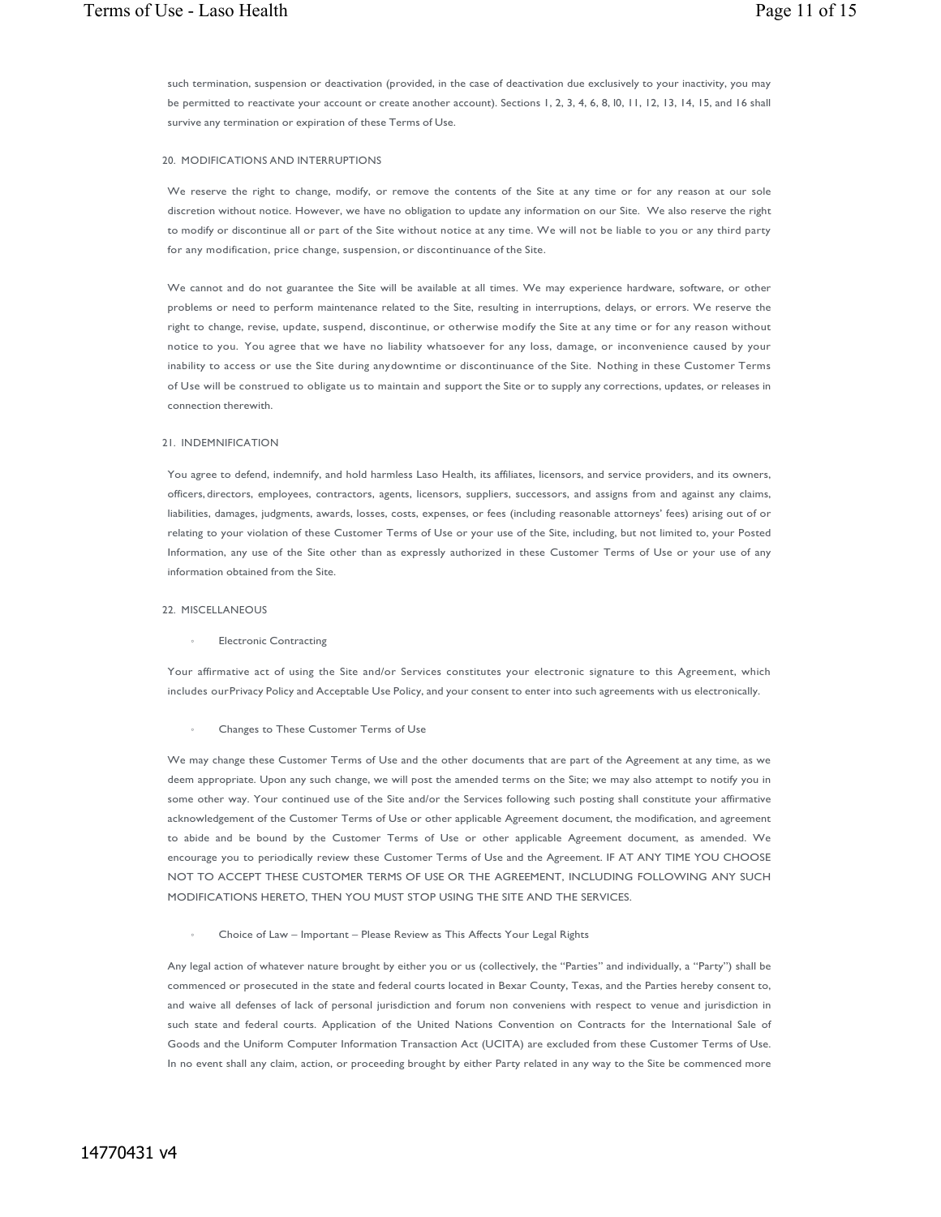such termination, suspension or deactivation (provided, in the case of deactivation due exclusively to your inactivity, you may be permitted to reactivate your account or create another account). Sections 1, 2, 3, 4, 6, 8, 10, 11, 12, 13, 14, 15, and 16 shall survive any termination or expiration of these Terms of Use.

## 20. MODIFICATIONS AND INTERRUPTIONS

We reserve the right to change, modify, or remove the contents of the Site at any time or for any reason at our sole discretion without notice. However, we have no obligation to update any information on our Site. We also reserve the right to modify or discontinue all or part of the Site without notice at any time. We will not be liable to you or any third party for any modification, price change, suspension, or discontinuance of the Site.

We cannot and do not guarantee the Site will be available at all times. We may experience hardware, software, or other problems or need to perform maintenance related to the Site, resulting in interruptions, delays, or errors. We reserve the right to change, revise, update, suspend, discontinue, or otherwise modify the Site at any time or for any reason without notice to you. You agree that we have no liability whatsoever for any loss, damage, or inconvenience caused by your inability to access or use the Site during any downtime or discontinuance of the Site. Nothing in these Customer Terms of Use will be construed to obligate us to maintain and support the Site or to supply any corrections, updates, or releases in connection therewith.

## 21. INDEMNIFICATION

You agree to defend, indemnify, and hold harmless Laso Health, its affiliates, licensors, and service providers, and its owners, officers, directors, employees, contractors, agents, licensors, suppliers, successors, and assigns from and against any claims, liabilities, damages, judgments, awards, losses, costs, expenses, or fees (including reasonable attorneys' fees) arising out of or relating to your violation of these Customer Terms of Use or your use of the Site, including, but not limited to, your Posted Information, any use of the Site other than as expressly authorized in these Customer Terms of Use or your use of any information obtained from the Site.

## 22. MISCELLANEOUS

- Electronic Contracting

Your affirmative act of using the Site and/or Services constitutes your electronic signature to this Agreement, which includes our Privacy Policy and Acceptable Use Policy, and your consent to enter into such agreements with us electronically.

- Changes to These Customer Terms of Use

We may change these Customer Terms of Use and the other documents that are part of the Agreement at any time, as we deem appropriate. Upon any such change, we will post the amended terms on the Site; we may also attempt to notify you in some other way. Your continued use of the Site and/or the Services following such posting shall constitute your affirmative acknowledgement of the Customer Terms of Use or other applicable Agreement document, the modification, and agreement to abide and be bound by the Customer Terms of Use or other applicable Agreement document, as amended. We encourage you to periodically review these Customer Terms of Use and the Agreement. IF AT ANY TIME YOU CHOOSE NOT TO ACCEPT THESE CUSTOMER TERMS OF USE OR THE AGREEMENT, INCLUDING FOLLOWING ANY SUCH MODIFICATIONS HERETO, THEN YOU MUST STOP USING THE SITE AND THE SERVICES.

- Choice of Law – Important – Please Review as This Affects Your Legal Rights

Any legal action of whatever nature brought by either you or us (collectively, the "Parties" and individually, a "Party") shall be commenced or prosecuted in the state and federal courts located in Bexar County, Texas, and the Parties hereby consent to, and waive all defenses of lack of personal jurisdiction and forum non conveniens with respect to venue and jurisdiction in such state and federal courts. Application of the United Nations Convention on Contracts for the International Sale of Goods and the Uniform Computer Information Transaction Act (UCITA) are excluded from these Customer Terms of Use. In no event shall any claim, action, or proceeding brought by either Party related in any way to the Site be commenced more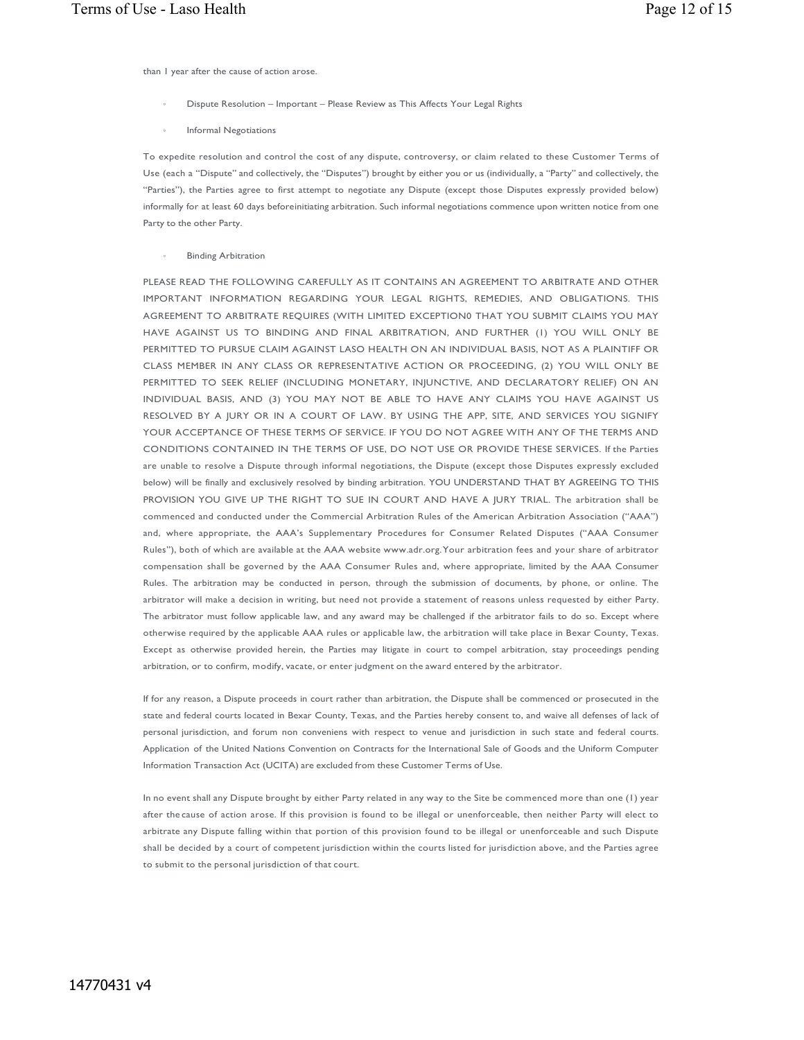than 1 year after the cause of action arose.

- Dispute Resolution – Important – Please Review as This Affects Your Legal Rights
- Informal Negotiations

To expedite resolution and control the cost of any dispute, controversy, or claim related to these Customer Terms of Use (each a "Dispute" and collectively, the "Disputes") brought by either you or us (individually, a "Party" and collectively, the "Parties"), the Parties agree to first attempt to negotiate any Dispute (except those Disputes expressly provided below) informally for at least 60 days beforeinitiating arbitration. Such informal negotiations commence upon written notice from one Party to the other Party.

- Binding Arbitration

PLEASE READ THE FOLLOWING CAREFULLY AS IT CONTAINS AN AGREEMENT TO ARBITRATE AND OTHER IMPORTANT INFORMATION REGARDING YOUR LEGAL RIGHTS, REMEDIES, AND OBLIGATIONS. THIS AGREEMENT TO ARBITRATE REQUIRES (WITH LIMITED EXCEPTION0 THAT YOU SUBMIT CLAIMS YOU MAY HAVE AGAINST US TO BINDING AND FINAL ARBITRATION, AND FURTHER (1) YOU WILL ONLY BE PERMITTED TO PURSUE CLAIM AGAINST LASO HEALTH ON AN INDIVIDUAL BASIS, NOT AS A PLAINTIFF OR CLASS MEMBER IN ANY CLASS OR REPRESENTATIVE ACTION OR PROCEEDING, (2) YOU WILL ONLY BE PERMITTED TO SEEK RELIEF (INCLUDING MONETARY, INJUNCTIVE, AND DECLARATORY RELIEF) ON AN INDIVIDUAL BASIS, AND (3) YOU MAY NOT BE ABLE TO HAVE ANY CLAIMS YOU HAVE AGAINST US RESOLVED BY A JURY OR IN A COURT OF LAW. BY USING THE APP, SITE, AND SERVICES YOU SIGNIFY YOUR ACCEPTANCE OF THESE TERMS OF SERVICE. IF YOU DO NOT AGREE WITH ANY OF THE TERMS AND CONDITIONS CONTAINED IN THE TERMS OF USE, DO NOT USE OR PROVIDE THESE SERVICES. If the Parties are unable to resolve a Dispute through informal negotiations, the Dispute (except those Disputes expressly excluded below) will be finally and exclusively resolved by binding arbitration. YOU UNDERSTAND THAT BY AGREEING TO THIS PROVISION YOU GIVE UP THE RIGHT TO SUE IN COURT AND HAVE A JURY TRIAL. The arbitration shall be commenced and conducted under the Commercial Arbitration Rules of the American Arbitration Association ("AAA") and, where appropriate, the AAA's Supplementary Procedures for Consumer Related Disputes ("AAA Consumer Rules"), both of which are available at the AAA website www.adr.org. Your arbitration fees and your share of arbitrator compensation shall be governed by the AAA Consumer Rules and, where appropriate, limited by the AAA Consumer Rules. The arbitration may be conducted in person, through the submission of documents, by phone, or online. The arbitrator will make a decision in writing, but need not provide a statement of reasons unless requested by either Party. The arbitrator must follow applicable law, and any award may be challenged if the arbitrator fails to do so. Except where otherwise required by the applicable AAA rules or applicable law, the arbitration will take place in Bexar County, Texas. Except as otherwise provided herein, the Parties may litigate in court to compel arbitration, stay proceedings pending arbitration, or to confirm, modify, vacate, or enter judgment on the award entered by the arbitrator.

If for any reason, a Dispute proceeds in court rather than arbitration, the Dispute shall be commenced or prosecuted in the state and federal courts located in Bexar County, Texas, and the Parties hereby consent to, and waive all defenses of lack of personal jurisdiction, and forum non conveniens with respect to venue and jurisdiction in such state and federal courts. Application of the United Nations Convention on Contracts for the International Sale of Goods and the Uniform Computer Information Transaction Act (UCITA) are excluded from these Customer Terms of Use.

In no event shall any Dispute brought by either Party related in any way to the Site be commenced more than one (1) year after the cause of action arose. If this provision is found to be illegal or unenforceable, then neither Party will elect to arbitrate any Dispute falling within that portion of this provision found to be illegal or unenforceable and such Dispute shall be decided by a court of competent jurisdiction within the courts listed for jurisdiction above, and the Parties agree to submit to the personal jurisdiction of that court.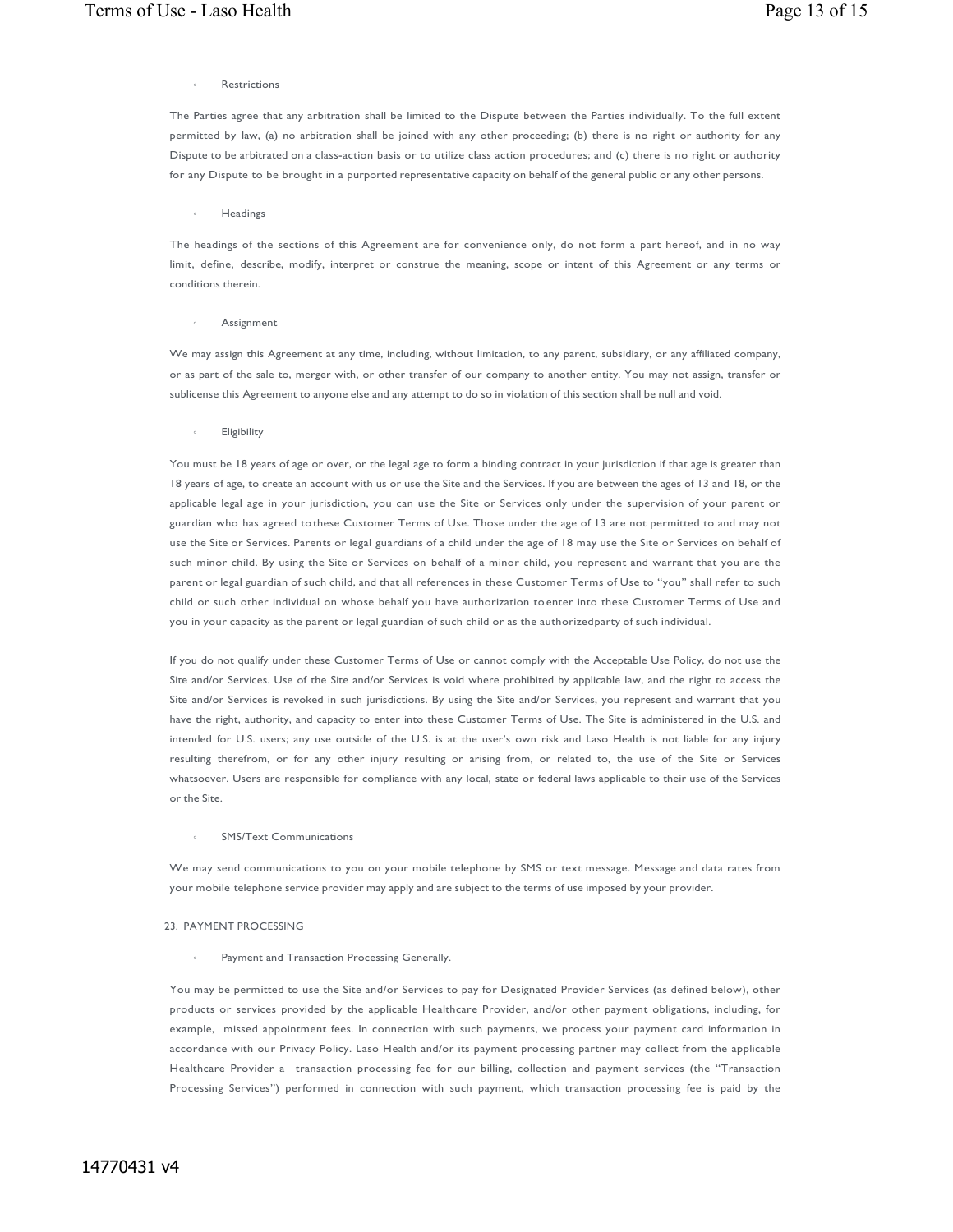- Restrictions

The Parties agree that any arbitration shall be limited to the Dispute between the Parties individually. To the full extent permitted by law, (a) no arbitration shall be joined with any other proceeding; (b) there is no right or authority for any Dispute to be arbitrated on a class-action basis or to utilize class action procedures; and (c) there is no right or authority for any Dispute to be brought in a purported representative capacity on behalf of the general public or any other persons.

- Headings

The headings of the sections of this Agreement are for convenience only, do not form a part hereof, and in no way limit, define, describe, modify, interpret or construe the meaning, scope or intent of this Agreement or any terms or conditions therein.

- Assignment

We may assign this Agreement at any time, including, without limitation, to any parent, subsidiary, or any affiliated company, or as part of the sale to, merger with, or other transfer of our company to another entity. You may not assign, transfer or sublicense this Agreement to anyone else and any attempt to do so in violation of this section shall be null and void.

- Eligibility

You must be 18 years of age or over, or the legal age to form a binding contract in your jurisdiction if that age is greater than 18 years of age, to create an account with us or use the Site and the Services. If you are between the ages of 13 and 18, or the applicable legal age in your jurisdiction, you can use the Site or Services only under the supervision of your parent or guardian who has agreed to these Customer Terms of Use. Those under the age of 13 are not permitted to and may not use the Site or Services. Parents or legal guardians of a child under the age of 18 may use the Site or Services on behalf of such minor child. By using the Site or Services on behalf of a minor child, you represent and warrant that you are the parent or legal guardian of such child, and that all references in these Customer Terms of Use to "you" shall refer to such child or such other individual on whose behalf you have authorization to enter into these Customer Terms of Use and you in your capacity as the parent or legal guardian of such child or as the authorizedparty of such individual.

If you do not qualify under these Customer Terms of Use or cannot comply with the Acceptable Use Policy, do not use the Site and/or Services. Use of the Site and/or Services is void where prohibited by applicable law, and the right to access the Site and/or Services is revoked in such jurisdictions. By using the Site and/or Services, you represent and warrant that you have the right, authority, and capacity to enter into these Customer Terms of Use. The Site is administered in the U.S. and intended for U.S. users; any use outside of the U.S. is at the user's own risk and Laso Health is not liable for any injury resulting therefrom, or for any other injury resulting or arising from, or related to, the use of the Site or Services whatsoever. Users are responsible for compliance with any local, state or federal laws applicable to their use of the Services or the Site.

- SMS/Text Communications

We may send communications to you on your mobile telephone by SMS or text message. Message and data rates from your mobile telephone service provider may apply and are subject to the terms of use imposed by your provider.

## 23. PAYMENT PROCESSING

- Payment and Transaction Processing Generally.

You may be permitted to use the Site and/or Services to pay for Designated Provider Services (as defined below), other products or services provided by the applicable Healthcare Provider, and/or other payment obligations, including, for example, missed appointment fees. In connection with such payments, we process your payment card information in accordance with our Privacy Policy. Laso Health and/or its payment processing partner may collect from the applicable Healthcare Provider a transaction processing fee for our billing, collection and payment services (the "Transaction Processing Services") performed in connection with such payment, which transaction processing fee is paid by the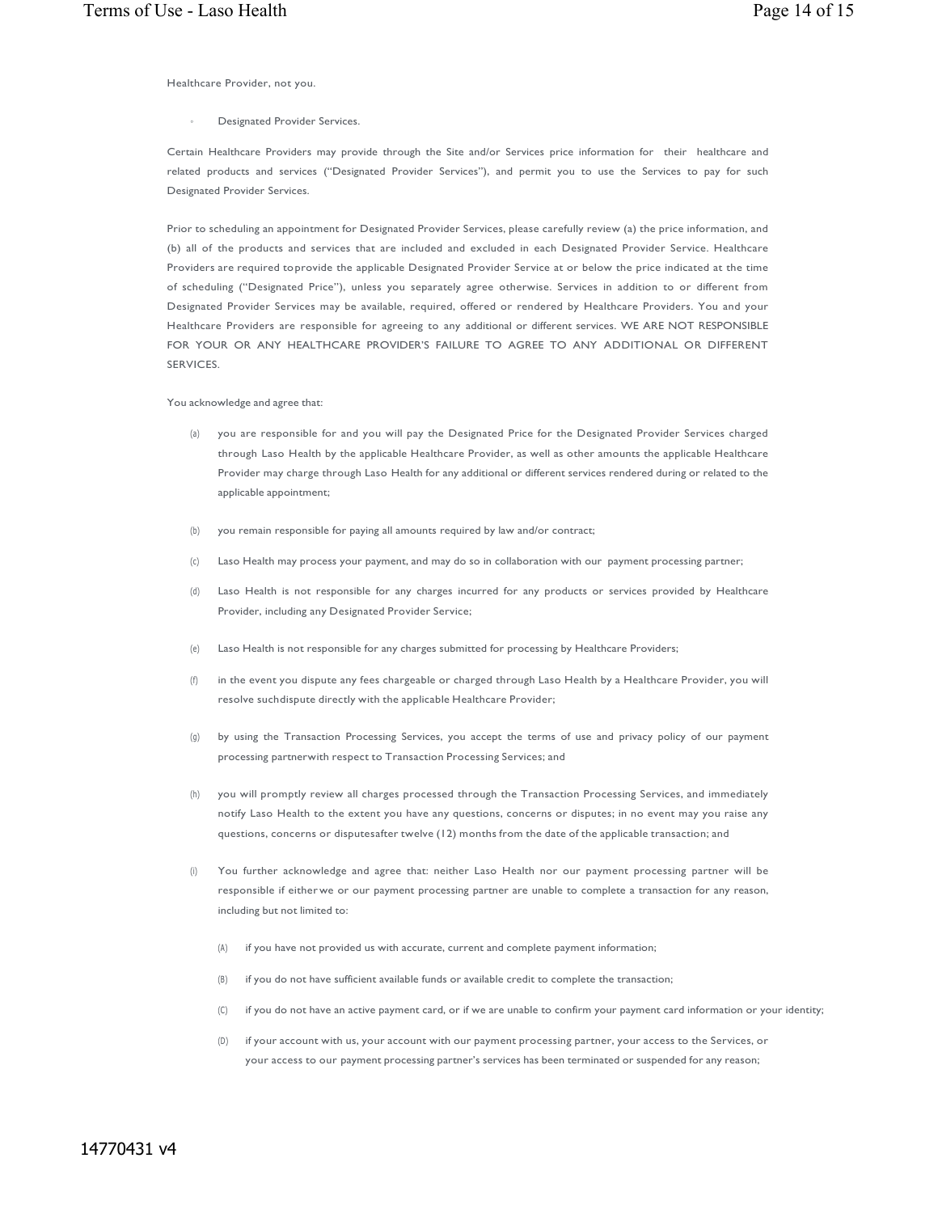Healthcare Provider, not you.

- Designated Provider Services.

Certain Healthcare Providers may provide through the Site and/or Services price information for their healthcare and related products and services ("Designated Provider Services"), and permit you to use the Services to pay for such Designated Provider Services.

Prior to scheduling an appointment for Designated Provider Services, please carefully review (a) the price information, and (b) all of the products and services that are included and excluded in each Designated Provider Service. Healthcare Providers are required to provide the applicable Designated Provider Service at or below the price indicated at the time of scheduling ("Designated Price"), unless you separately agree otherwise. Services in addition to or different from Designated Provider Services may be available, required, offered or rendered by Healthcare Providers. You and your Healthcare Providers are responsible for agreeing to any additional or different services. WE ARE NOT RESPONSIBLE FOR YOUR OR ANY HEALTHCARE PROVIDER'S FAILURE TO AGREE TO ANY ADDITIONAL OR DIFFERENT SERVICES.

You acknowledge and agree that:

(a) you are responsible for and you will pay the Designated Price for the Designated Provider Services charged through Laso Health by the applicable Healthcare Provider, as well as other amounts the applicable Healthcare Provider may charge through Laso Health for any additional or different services rendered during or related to the applicable appointment;

(b) you remain responsible for paying all amounts required by law and/or contract;

(c) Laso Health may process your payment, and may do so in collaboration with our payment processing partner;

(d) Laso Health is not responsible for any charges incurred for any products or services provided by Healthcare Provider, including any Designated Provider Service;

(e) Laso Health is not responsible for any charges submitted for processing by Healthcare Providers;

(f) in the event you dispute any fees chargeable or charged through Laso Health by a Healthcare Provider, you will resolve such dispute directly with the applicable Healthcare Provider;

(g) by using the Transaction Processing Services, you accept the terms of use and privacy policy of our payment processing partner with respect to Transaction Processing Services; and

(h) you will promptly review all charges processed through the Transaction Processing Services, and immediately notify Laso Health to the extent you have any questions, concerns or disputes; in no event may you raise any questions, concerns or disputes after twelve (12) months from the date of the applicable transaction; and

(i) You further acknowledge and agree that: neither Laso Health nor our payment processing partner will be responsible if either we or our payment processing partner are unable to complete a transaction for any reason, including but not limited to:

    (A) if you have not provided us with accurate, current and complete payment information;

    (B) if you do not have sufficient available funds or available credit to complete the transaction;

    (C) if you do not have an active payment card, or if we are unable to confirm your payment card information or your identity;

    (D) if your account with us, your account with our payment processing partner, your access to the Services, or your access to our payment processing partner's services has been terminated or suspended for any reason;

14770431 v4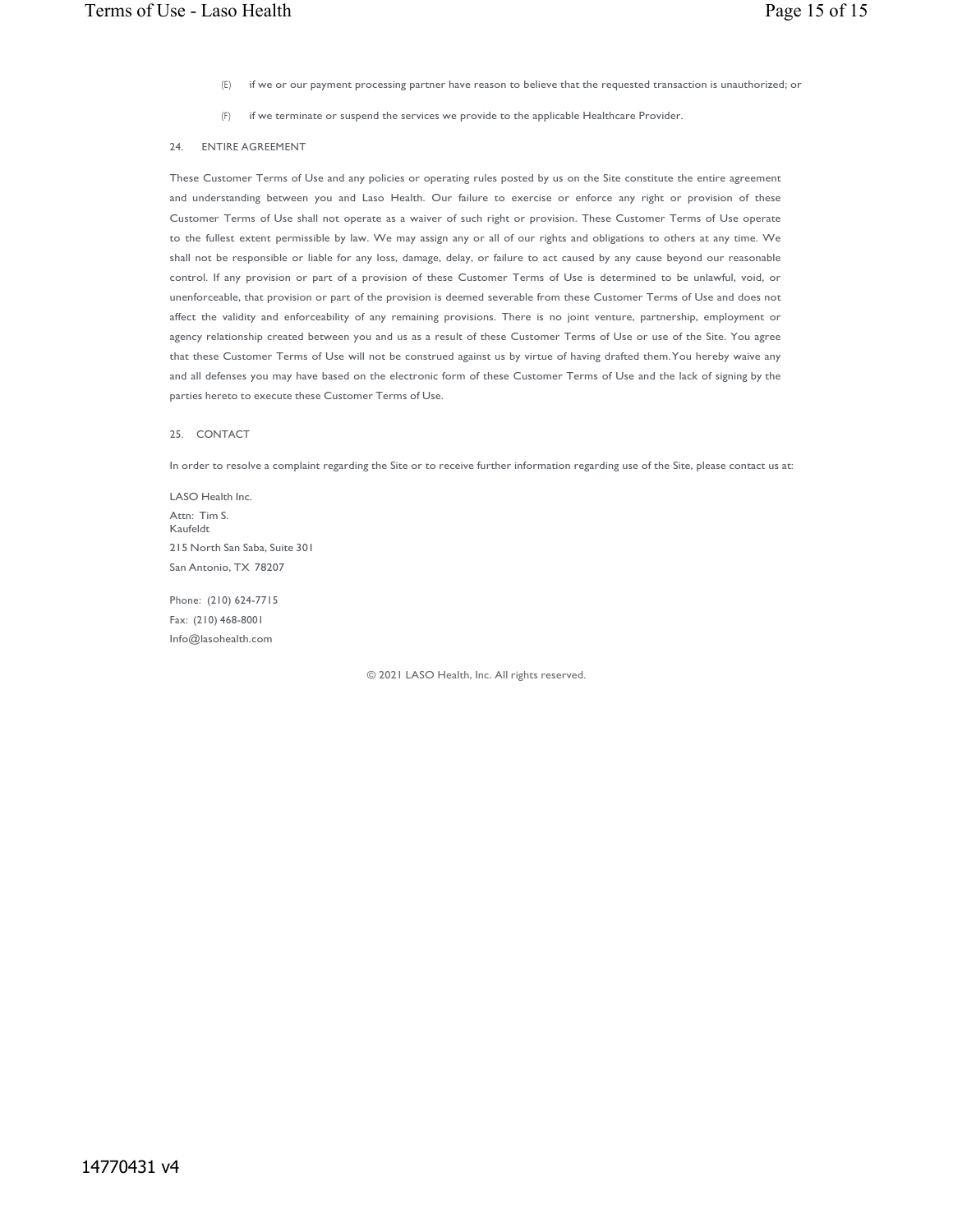(E) if we or our payment processing partner have reason to believe that the requested transaction is unauthorized; or

(F) if we terminate or suspend the services we provide to the applicable Healthcare Provider.

## 24. ENTIRE AGREEMENT

These Customer Terms of Use and any policies or operating rules posted by us on the Site constitute the entire agreement and understanding between you and Laso Health. Our failure to exercise or enforce any right or provision of these Customer Terms of Use shall not operate as a waiver of such right or provision. These Customer Terms of Use operate to the fullest extent permissible by law. We may assign any or all of our rights and obligations to others at any time. We shall not be responsible or liable for any loss, damage, delay, or failure to act caused by any cause beyond our reasonable control. If any provision or part of a provision of these Customer Terms of Use is determined to be unlawful, void, or unenforceable, that provision or part of the provision is deemed severable from these Customer Terms of Use and does not affect the validity and enforceability of any remaining provisions. There is no joint venture, partnership, employment or agency relationship created between you and us as a result of these Customer Terms of Use or use of the Site. You agree that these Customer Terms of Use will not be construed against us by virtue of having drafted them. You hereby waive any and all defenses you may have based on the electronic form of these Customer Terms of Use and the lack of signing by the parties hereto to execute these Customer Terms of Use.

## 25. CONTACT

In order to resolve a complaint regarding the Site or to receive further information regarding use of the Site, please contact us at:

LASO Health Inc.
Attn: Tim S. Kaufeldt
215 North San Saba, Suite 301
San Antonio, TX 78207

Phone: (210) 624-7715
Fax: (210) 468-8001
Info@lasohealth.com

© 2021 LASO Health, Inc. All rights reserved.

14770431 v4